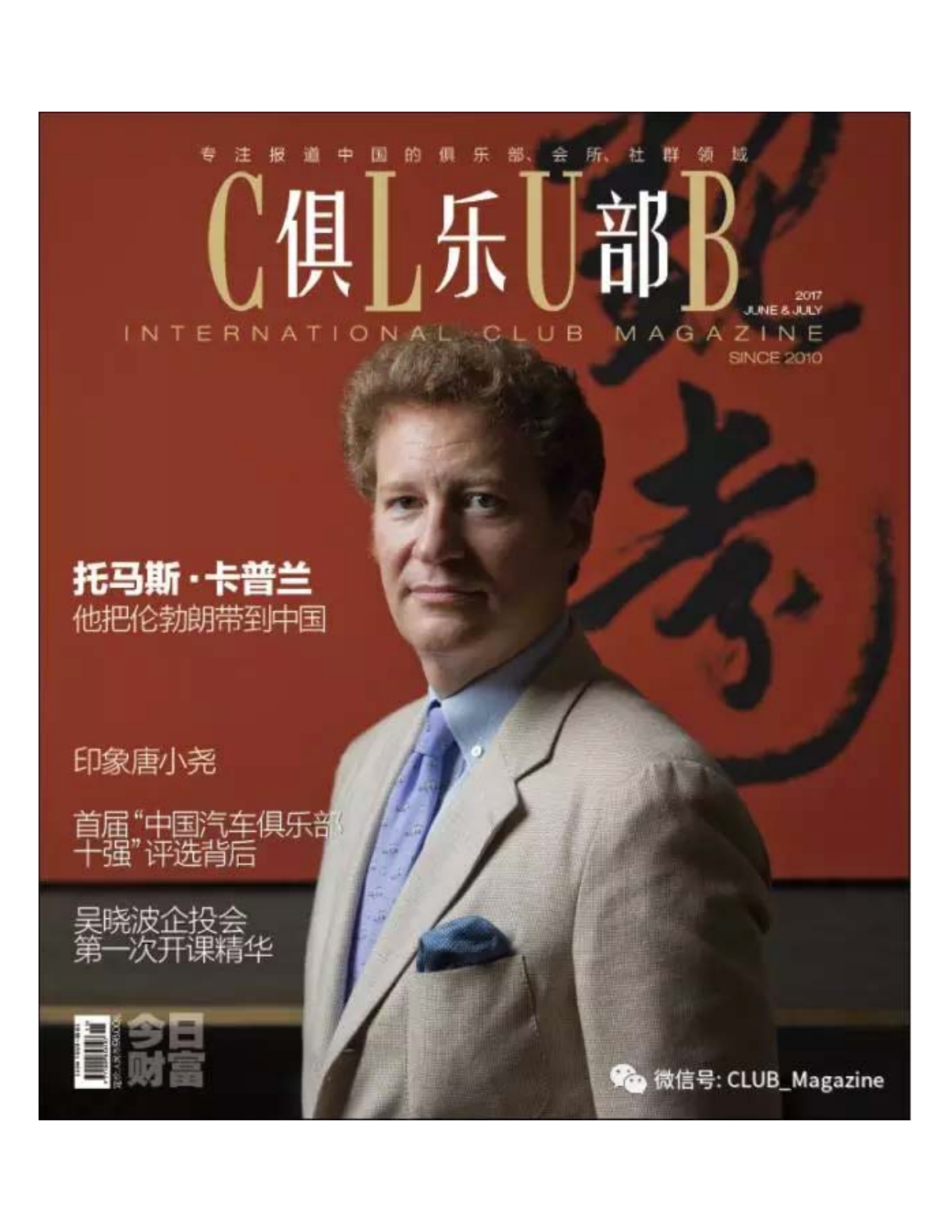专注报道中国的俱乐部、会所、社群领域

# C俱L乐U部B

INTERNATIONAL CLUB MAGAZINE

2017
JUNE & JULY

SINCE 2010

## 托马斯·卡普兰
他把伦勃朗带到中国

印象唐小尧

首届"中国汽车俱乐部十强"评选背后

吴晓波企投会第一次开课精华

今日财富

微信号: CLUB_Magazine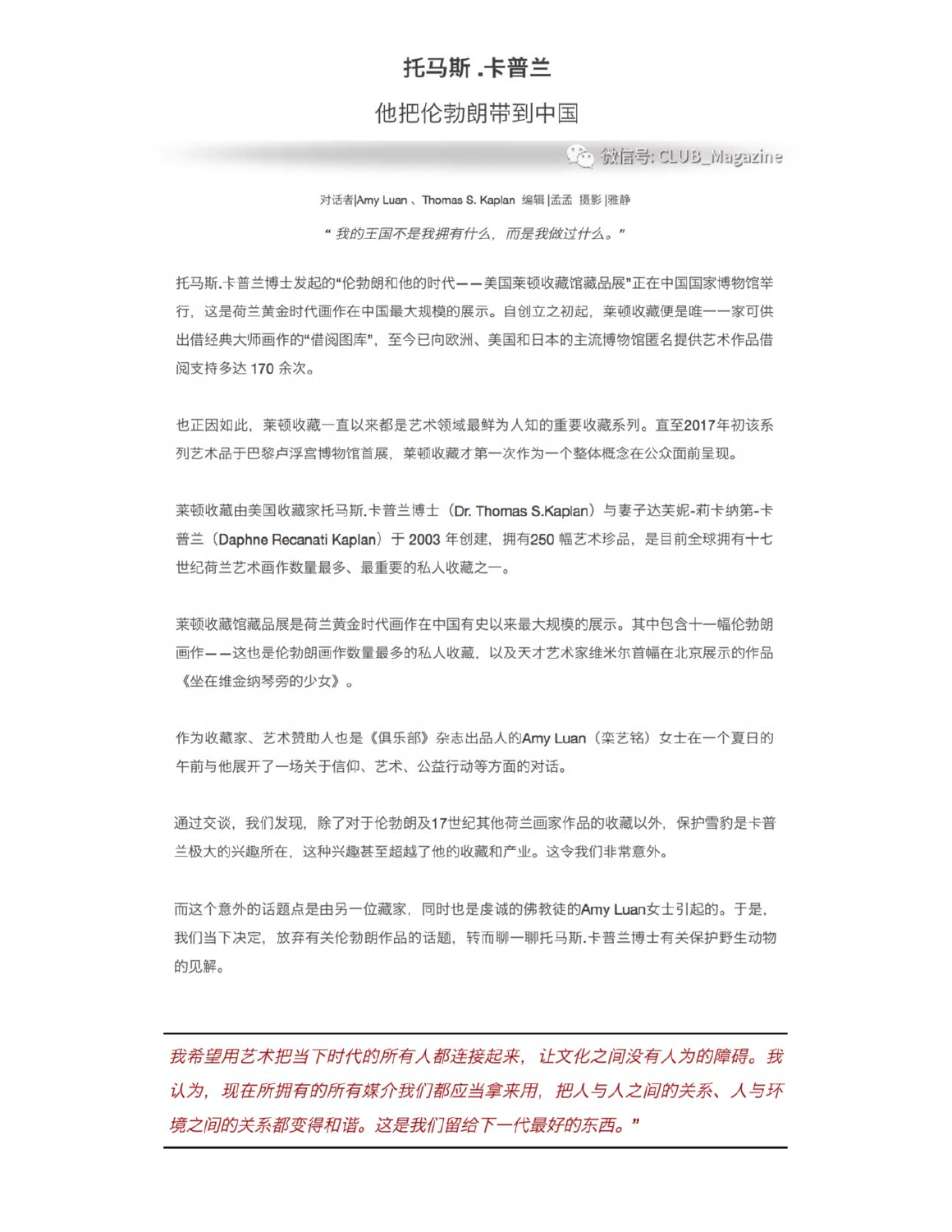# 托马斯 .卡普兰

## 他把伦勃朗带到中国

微信号: CLUB_Magazine

对话者|Amy Luan 、Thomas S. Kaplan 编辑 |孟孟 摄影 |雅静

*" 我的王国不是我拥有什么，而是我做过什么。"*

托马斯.卡普兰博士发起的"伦勃朗和他的时代——美国莱顿收藏馆藏品展"正在中国国家博物馆举行，这是荷兰黄金时代画作在中国最大规模的展示。自创立之初起，莱顿收藏便是唯一一家可供出借经典大师画作的"借阅图库"，至今已向欧洲、美国和日本的主流博物馆匿名提供艺术作品借阅支持多达 170 余次。

也正因如此，莱顿收藏一直以来都是艺术领域最鲜为人知的重要收藏系列。直至2017年初该系列艺术品于巴黎卢浮宫博物馆首展，莱顿收藏才第一次作为一个整体概念在公众面前呈现。

莱顿收藏由美国收藏家托马斯.卡普兰博士（Dr. Thomas S.Kaplan）与妻子达芙妮-莉卡纳第-卡普兰（Daphne Recanati Kaplan）于 2003 年创建，拥有250 幅艺术珍品，是目前全球拥有十七世纪荷兰艺术画作数量最多、最重要的私人收藏之一。

莱顿收藏馆藏品展是荷兰黄金时代画作在中国有史以来最大规模的展示。其中包含十一幅伦勃朗画作——这也是伦勃朗画作数量最多的私人收藏，以及天才艺术家维米尔首幅在北京展示的作品《坐在维金纳琴旁的少女》。

作为收藏家、艺术赞助人也是《俱乐部》杂志出品人的Amy Luan（栾艺铭）女士在一个夏日的午前与他展开了一场关于信仰、艺术、公益行动等方面的对话。

通过交谈，我们发现，除了对于伦勃朗及17世纪其他荷兰画家作品的收藏以外，保护雪豹是卡普兰极大的兴趣所在，这种兴趣甚至超越了他的收藏和产业。这令我们非常意外。

而这个意外的话题点是由另一位藏家，同时也是虔诚的佛教徒的Amy Luan女士引起的。于是，我们当下决定，放弃有关伦勃朗作品的话题，转而聊一聊托马斯.卡普兰博士有关保护野生动物的见解。

---

*我希望用艺术把当下时代的所有人都连接起来，让文化之间没有人为的障碍。我认为，现在所拥有的所有媒介我们都应当拿来用，把人与人之间的关系、人与环境之间的关系都变得和谐。这是我们留给下一代最好的东西。"*

---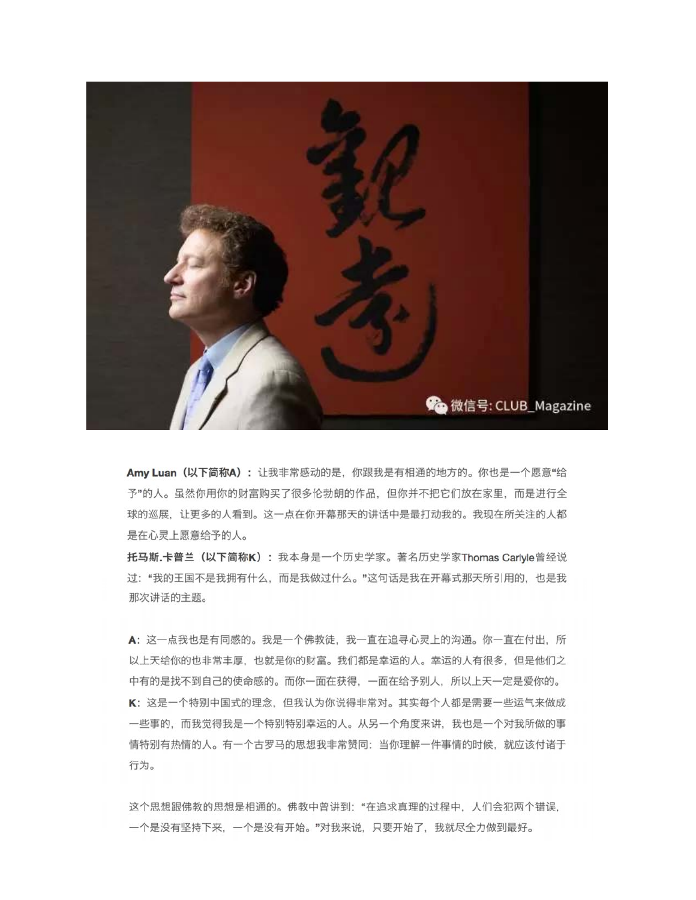**Amy Luan（以下简称A）：** 让我非常感动的是，你跟我是有相通的地方的。你也是一个愿意"给予"的人。虽然你用你的财富购买了很多伦勃朗的作品，但你并不把它们放在家里，而是进行全球的巡展，让更多的人看到。这一点在你开幕那天的讲话中是最打动我的。我现在所关注的人都是在心灵上愿意给予的人。

**托马斯.卡普兰（以下简称K）：** 我本身是一个历史学家。著名历史学家Thomas Carlyle曾经说过："我的王国不是我拥有什么，而是我做过什么。"这句话是我在开幕式那天所引用的，也是我那次讲话的主题。

**A**：这一点我也是有同感的。我是一个佛教徒，我一直在追寻心灵上的沟通。你一直在付出，所以上天给你的也非常丰厚，也就是你的财富。我们都是幸运的人。幸运的人有很多，但是他们之中有的是找不到自己的使命感的。而你一面在获得，一面在给予别人，所以上天一定是爱你的。

**K**：这是一个特别中国式的理念，但我认为你说得非常对。其实每个人都是需要一些运气来做成一些事的，而我觉得我是一个特别特别幸运的人。从另一个角度来讲，我也是一个对我所做的事情特别有热情的人。有一个古罗马的思想我非常赞同：当你理解一件事情的时候，就应该付诸于行为。

这个思想跟佛教的思想是相通的。佛教中曾讲到："在追求真理的过程中，人们会犯两个错误，一个是没有坚持下来，一个是没有开始。"对我来说，只要开始了，我就尽全力做到最好。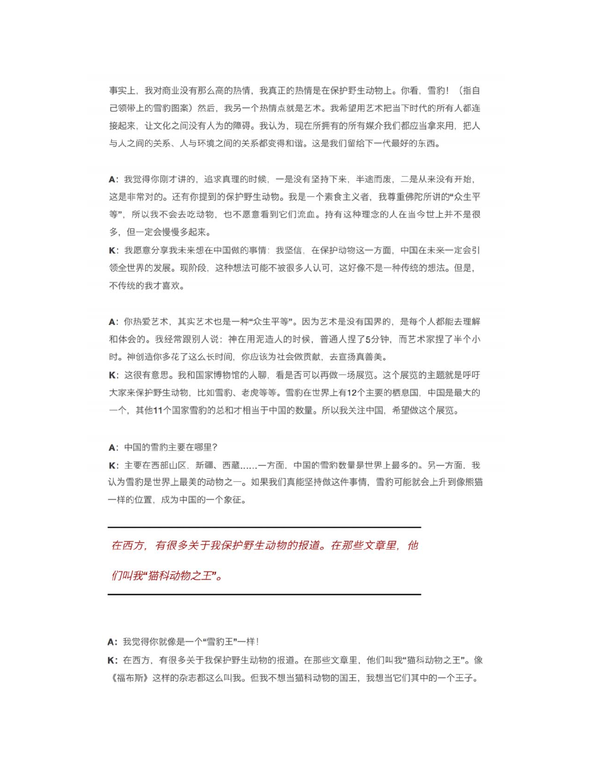事实上，我对商业没有那么高的热情，我真正的热情是在保护野生动物上。你看，雪豹！（指自己领带上的雪豹图案）然后，我另一个热情点就是艺术。我希望用艺术把当下时代的所有人都连接起来，让文化之间没有人为的障碍。我认为，现在所拥有的所有媒介我们都应当拿来用，把人与人之间的关系、人与环境之间的关系都变得和谐。这是我们留给下一代最好的东西。

**A：**我觉得你刚才讲的，追求真理的时候，一是没有坚持下来，半途而废，二是从来没有开始，这是非常对的。还有你提到的保护野生动物。我是一个素食主义者，我尊重佛陀所讲的“众生平等”，所以我不会去吃动物，也不愿意看到它们流血。持有这种理念的人在当今世上并不是很多，但一定会慢慢多起来。

**K：**我愿意分享我未来想在中国做的事情：我坚信，在保护动物这一方面，中国在未来一定会引领全世界的发展。现阶段，这种想法可能不被很多人认可，这好像不是一种传统的想法。但是，不传统的我才喜欢。

**A：**你热爱艺术，其实艺术也是一种“众生平等”。因为艺术是没有国界的，是每个人都能去理解和体会的。我经常跟别人说：神在用泥造人的时候，普通人捏了5分钟，而艺术家捏了半个小时。神创造你多花了这么长时间，你应该为社会做贡献，去宣扬真善美。

**K：**这很有意思。我和国家博物馆的人聊，看是否可以再做一场展览。这个展览的主题就是呼吁大家来保护野生动物，比如雪豹、老虎等等。雪豹在世界上有12个主要的栖息国，中国是最大的一个，其他11个国家雪豹的总和才相当于中国的数量。所以我关注中国，希望做这个展览。

**A：**中国的雪豹主要在哪里？

**K：**主要在西部山区，新疆、西藏……一方面，中国的雪豹数量是世界上最多的。另一方面，我认为雪豹是世界上最美的动物之一。如果我们真能坚持做这件事情，雪豹可能就会上升到像熊猫一样的位置，成为中国的一个象征。

---

*在西方，有很多关于我保护野生动物的报道。在那些文章里，他们叫我“猫科动物之王”。*

---

**A：**我觉得你就像是一个“雪豹王”一样！

**K：**在西方，有很多关于我保护野生动物的报道。在那些文章里，他们叫我“猫科动物之王”。像《福布斯》这样的杂志都这么叫我。但我不想当猫科动物的国王，我想当它们其中的一个王子。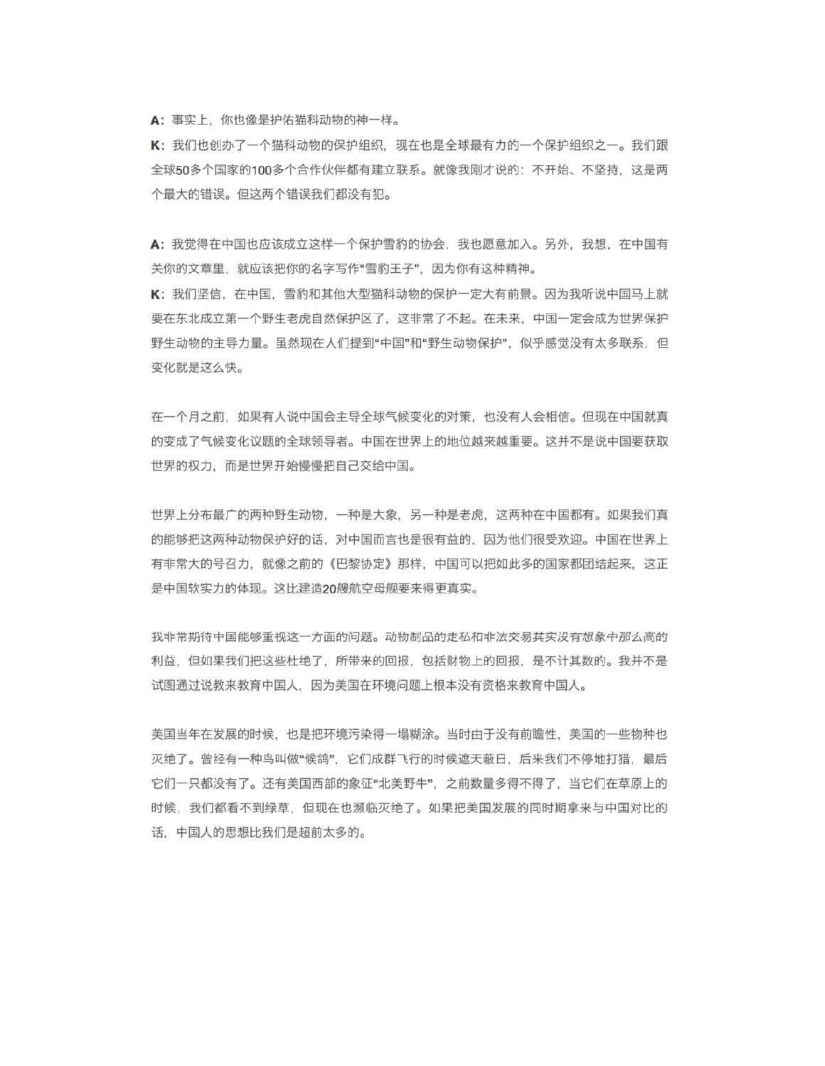**A**：事实上，你也像是护佑猫科动物的神一样。

**K**：我们也创办了一个猫科动物的保护组织，现在也是全球最有力的一个保护组织之一。我们跟全球50多个国家的100多个合作伙伴都有建立联系。就像我刚才说的：不开始、不坚持，这是两个最大的错误。但这两个错误我们都没有犯。

**A**：我觉得在中国也应该成立这样一个保护雪豹的协会，我也愿意加入。另外，我想，在中国有关你的文章里，就应该把你的名字写作“雪豹王子”，因为你有这种精神。

**K**：我们坚信，在中国，雪豹和其他大型猫科动物的保护一定大有前景。因为我听说中国马上就要在东北成立第一个野生老虎自然保护区了，这非常了不起。在未来，中国一定会成为世界保护野生动物的主导力量。虽然现在人们提到“中国”和“野生动物保护”，似乎感觉没有太多联系，但变化就是这么快。

在一个月之前，如果有人说中国会主导全球气候变化的对策，也没有人会相信。但现在中国就真的变成了气候变化议题的全球领导者。中国在世界上的地位越来越重要。这并不是说中国要获取世界的权力，而是世界开始慢慢把自己交给中国。

世界上分布最广的两种野生动物，一种是大象，另一种是老虎，这两种在中国都有。如果我们真的能够把这两种动物保护好的话，对中国而言也是很有益的，因为他们很受欢迎。中国在世界上有非常大的号召力，就像之前的《巴黎协定》那样，中国可以把如此多的国家都团结起来，这正是中国软实力的体现。这比建造20艘航空母舰要来得更真实。

我非常期待中国能够重视这一方面的问题。动物制品的走私和非法交易其实没有想象中那么高的利益，但如果我们把这些杜绝了，所带来的回报，包括财物上的回报，是不计其数的。我并不是试图通过说教来教育中国人，因为美国在环境问题上根本没有资格来教育中国人。

美国当年在发展的时候，也是把环境污染得一塌糊涂。当时由于没有前瞻性，美国的一些物种也灭绝了。曾经有一种鸟叫做“候鸽”，它们成群飞行的时候遮天蔽日，后来我们不停地打猎，最后它们一只都没有了。还有美国西部的象征“北美野牛”，之前数量多得不得了，当它们在草原上的时候，我们都看不到绿草，但现在也濒临灭绝了。如果把美国发展的同时期拿来与中国对比的话，中国人的思想比我们是超前太多的。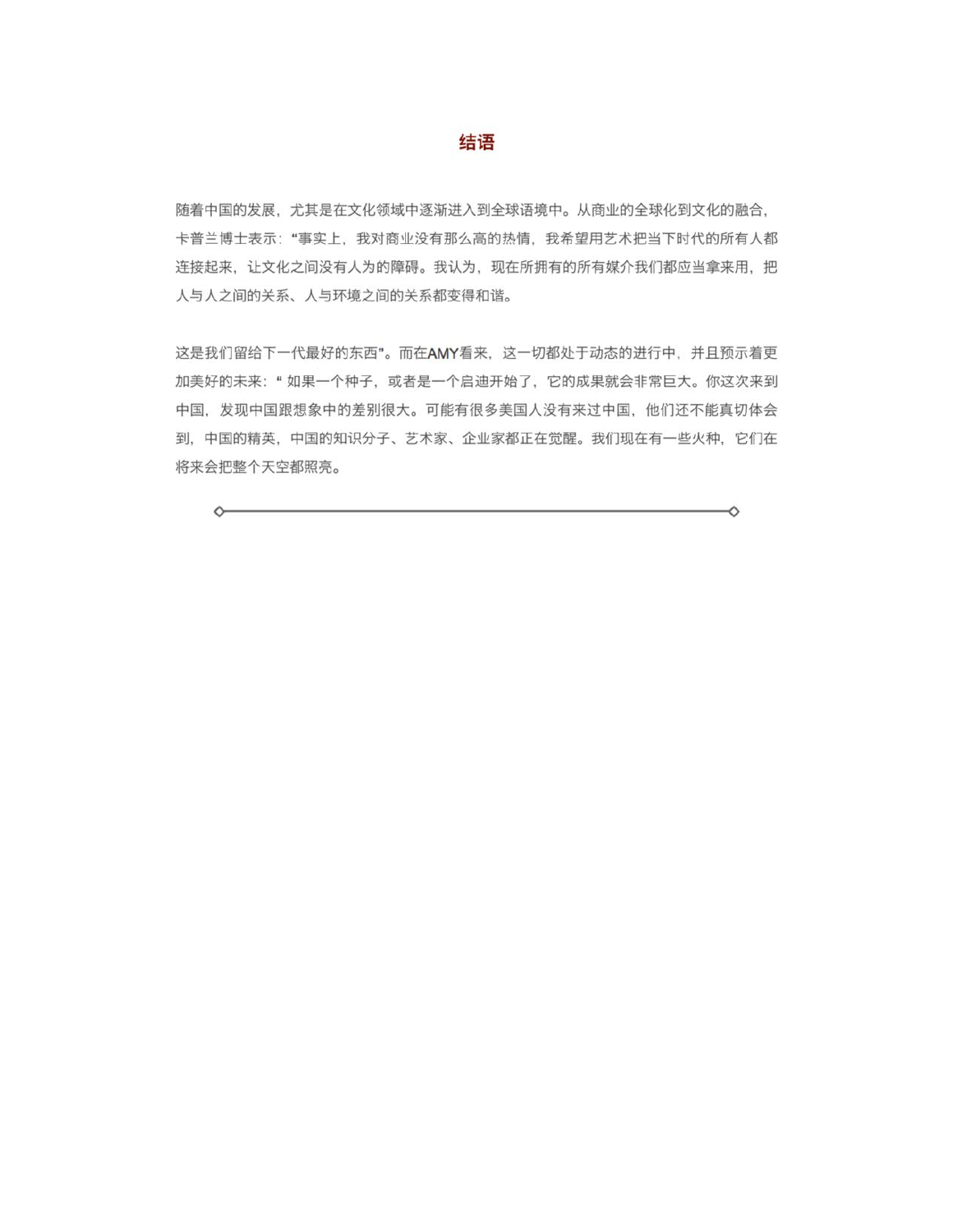## 结语

随着中国的发展，尤其是在文化领域中逐渐进入到全球语境中。从商业的全球化到文化的融合，卡普兰博士表示：“事实上，我对商业没有那么高的热情，我希望用艺术把当下时代的所有人都连接起来，让文化之间没有人为的障碍。我认为，现在所拥有的所有媒介我们都应当拿来用，把人与人之间的关系、人与环境之间的关系都变得和谐。

这是我们留给下一代最好的东西”。而在AMY看来，这一切都处于动态的进行中，并且预示着更加美好的未来：“ 如果一个种子，或者是一个启迪开始了，它的成果就会非常巨大。你这次来到中国，发现中国跟想象中的差别很大。可能有很多美国人没有来过中国，他们还不能真切体会到，中国的精英，中国的知识分子、艺术家、企业家都正在觉醒。我们现在有一些火种，它们在将来会把整个天空都照亮。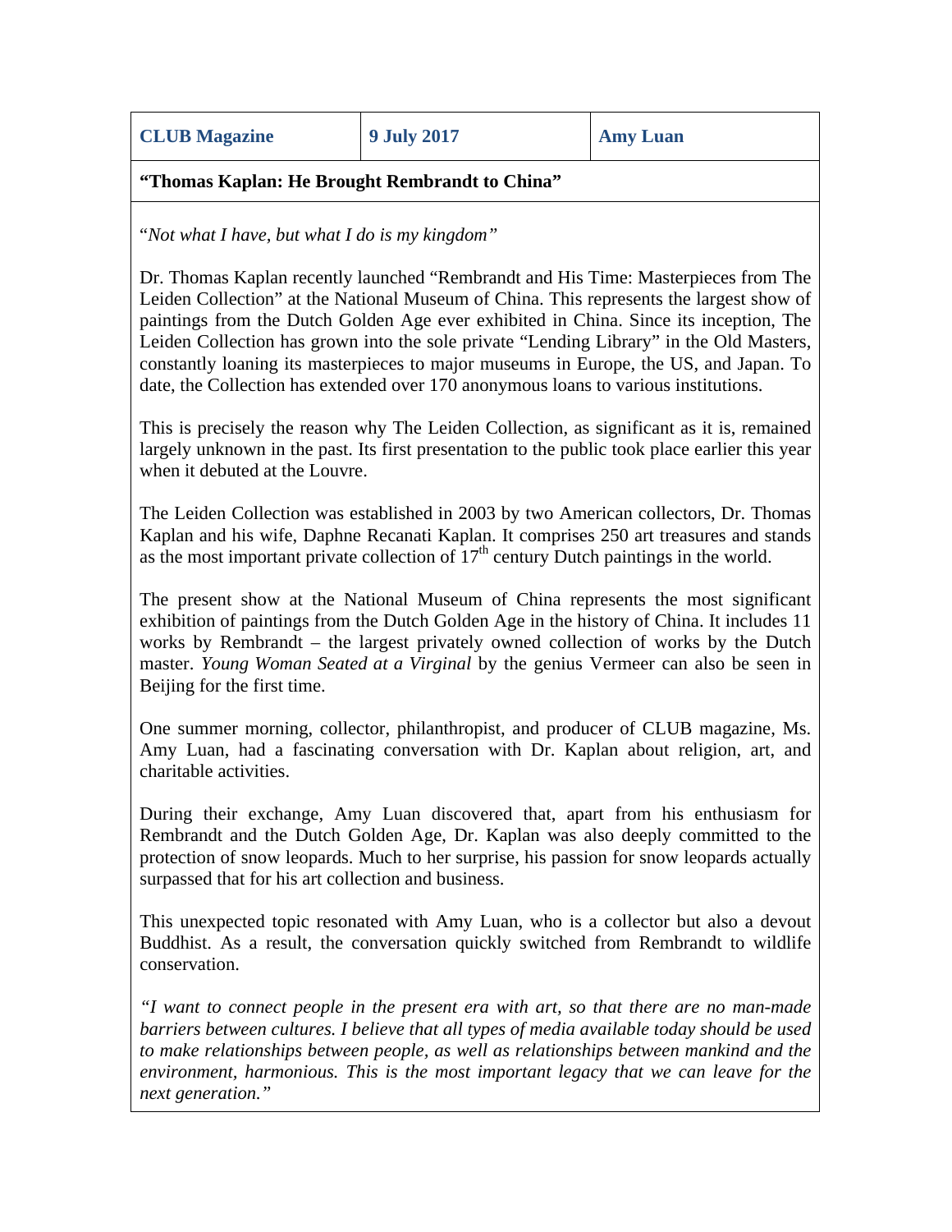| CLUB Magazine | 9 July 2017 | Amy Luan |
|---|---|---|

**"Thomas Kaplan: He Brought Rembrandt to China"**

"*Not what I have, but what I do is my kingdom"*

Dr. Thomas Kaplan recently launched "Rembrandt and His Time: Masterpieces from The Leiden Collection" at the National Museum of China. This represents the largest show of paintings from the Dutch Golden Age ever exhibited in China. Since its inception, The Leiden Collection has grown into the sole private "Lending Library" in the Old Masters, constantly loaning its masterpieces to major museums in Europe, the US, and Japan. To date, the Collection has extended over 170 anonymous loans to various institutions.

This is precisely the reason why The Leiden Collection, as significant as it is, remained largely unknown in the past. Its first presentation to the public took place earlier this year when it debuted at the Louvre.

The Leiden Collection was established in 2003 by two American collectors, Dr. Thomas Kaplan and his wife, Daphne Recanati Kaplan. It comprises 250 art treasures and stands as the most important private collection of 17th century Dutch paintings in the world.

The present show at the National Museum of China represents the most significant exhibition of paintings from the Dutch Golden Age in the history of China. It includes 11 works by Rembrandt – the largest privately owned collection of works by the Dutch master. *Young Woman Seated at a Virginal* by the genius Vermeer can also be seen in Beijing for the first time.

One summer morning, collector, philanthropist, and producer of CLUB magazine, Ms. Amy Luan, had a fascinating conversation with Dr. Kaplan about religion, art, and charitable activities.

During their exchange, Amy Luan discovered that, apart from his enthusiasm for Rembrandt and the Dutch Golden Age, Dr. Kaplan was also deeply committed to the protection of snow leopards. Much to her surprise, his passion for snow leopards actually surpassed that for his art collection and business.

This unexpected topic resonated with Amy Luan, who is a collector but also a devout Buddhist. As a result, the conversation quickly switched from Rembrandt to wildlife conservation.

*"I want to connect people in the present era with art, so that there are no man-made barriers between cultures. I believe that all types of media available today should be used to make relationships between people, as well as relationships between mankind and the environment, harmonious. This is the most important legacy that we can leave for the next generation."*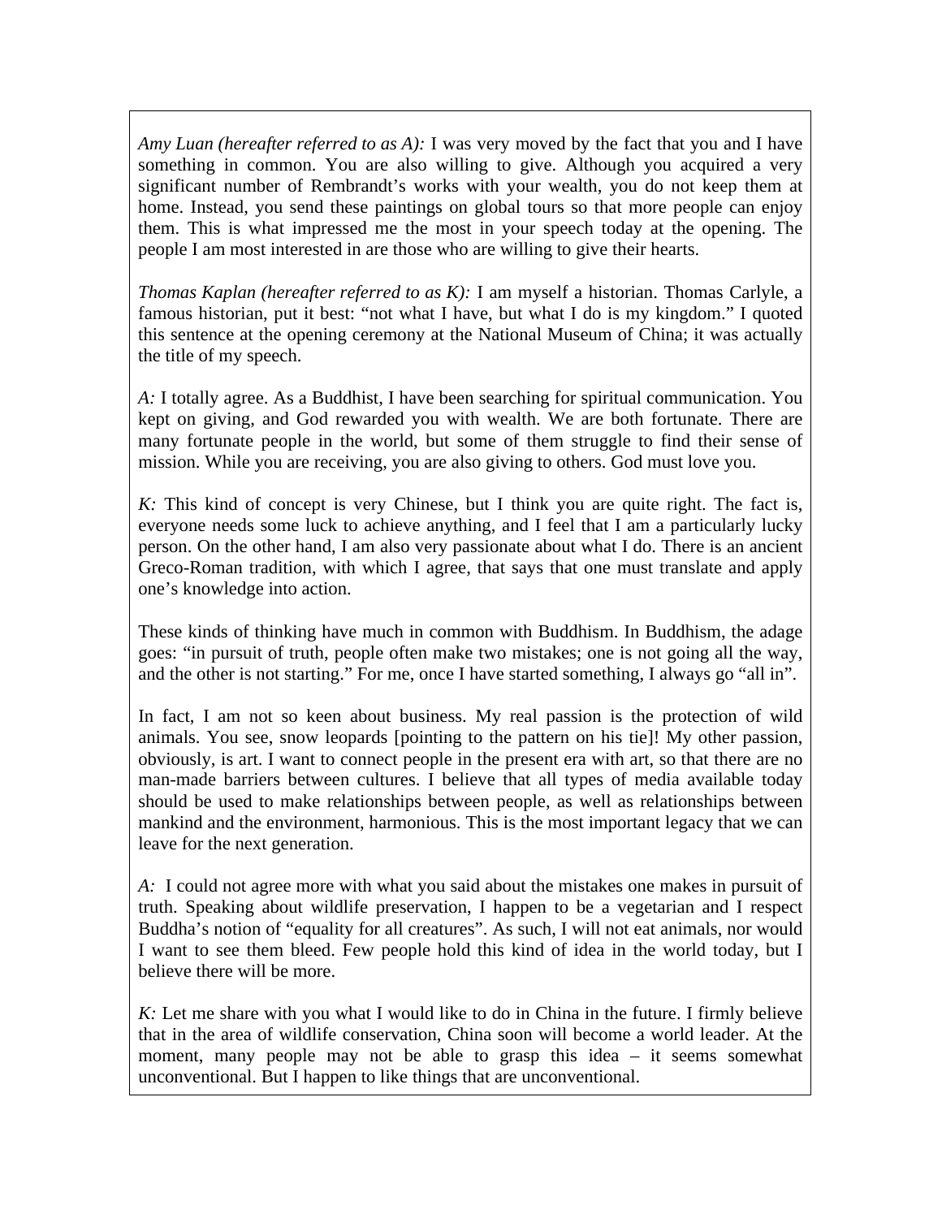*Amy Luan (hereafter referred to as A):* I was very moved by the fact that you and I have something in common. You are also willing to give. Although you acquired a very significant number of Rembrandt's works with your wealth, you do not keep them at home. Instead, you send these paintings on global tours so that more people can enjoy them. This is what impressed me the most in your speech today at the opening. The people I am most interested in are those who are willing to give their hearts.

*Thomas Kaplan (hereafter referred to as K):* I am myself a historian. Thomas Carlyle, a famous historian, put it best: "not what I have, but what I do is my kingdom." I quoted this sentence at the opening ceremony at the National Museum of China; it was actually the title of my speech.

*A:* I totally agree. As a Buddhist, I have been searching for spiritual communication. You kept on giving, and God rewarded you with wealth. We are both fortunate. There are many fortunate people in the world, but some of them struggle to find their sense of mission. While you are receiving, you are also giving to others. God must love you.

*K:* This kind of concept is very Chinese, but I think you are quite right. The fact is, everyone needs some luck to achieve anything, and I feel that I am a particularly lucky person. On the other hand, I am also very passionate about what I do. There is an ancient Greco-Roman tradition, with which I agree, that says that one must translate and apply one's knowledge into action.

These kinds of thinking have much in common with Buddhism. In Buddhism, the adage goes: "in pursuit of truth, people often make two mistakes; one is not going all the way, and the other is not starting." For me, once I have started something, I always go "all in".

In fact, I am not so keen about business. My real passion is the protection of wild animals. You see, snow leopards [pointing to the pattern on his tie]! My other passion, obviously, is art. I want to connect people in the present era with art, so that there are no man-made barriers between cultures. I believe that all types of media available today should be used to make relationships between people, as well as relationships between mankind and the environment, harmonious. This is the most important legacy that we can leave for the next generation.

*A:* I could not agree more with what you said about the mistakes one makes in pursuit of truth. Speaking about wildlife preservation, I happen to be a vegetarian and I respect Buddha's notion of "equality for all creatures". As such, I will not eat animals, nor would I want to see them bleed. Few people hold this kind of idea in the world today, but I believe there will be more.

*K:* Let me share with you what I would like to do in China in the future. I firmly believe that in the area of wildlife conservation, China soon will become a world leader. At the moment, many people may not be able to grasp this idea – it seems somewhat unconventional. But I happen to like things that are unconventional.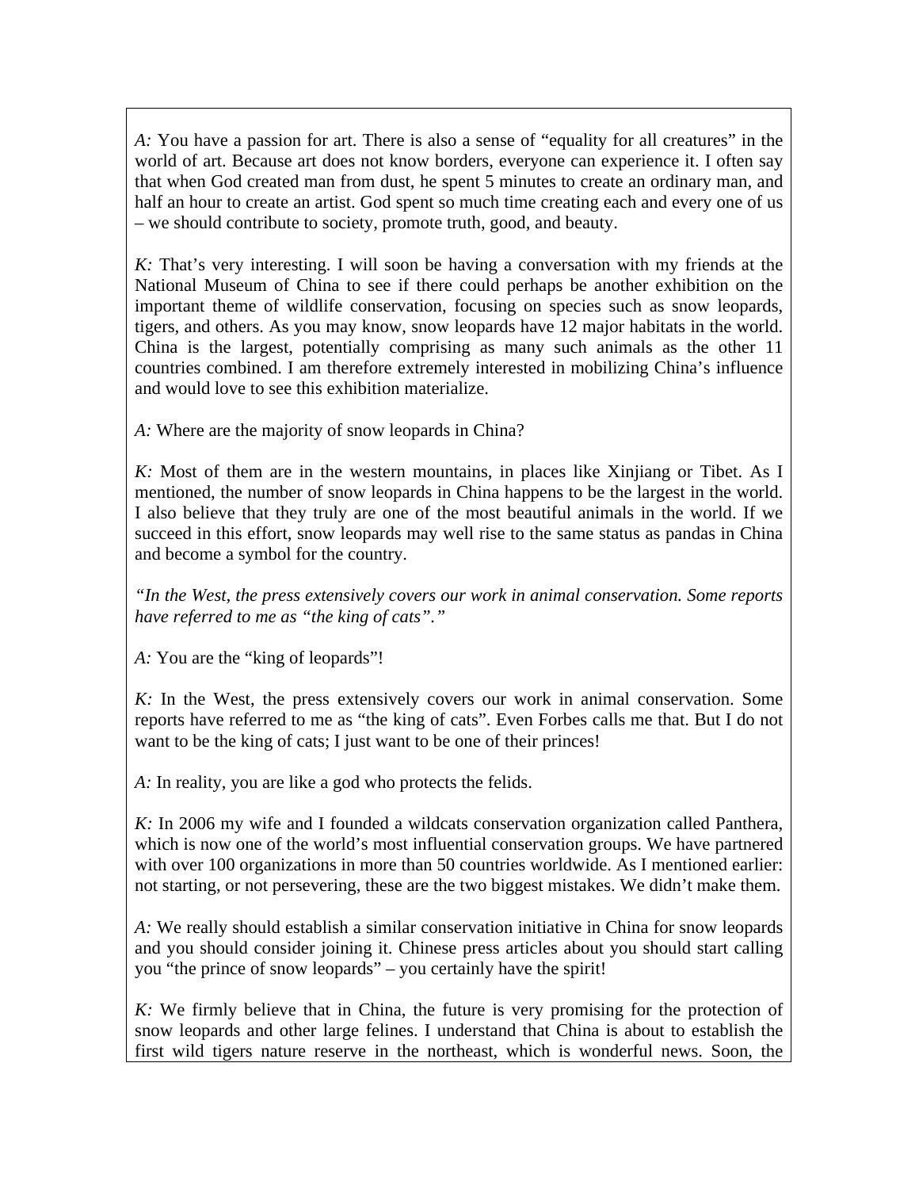*A:* You have a passion for art. There is also a sense of "equality for all creatures" in the world of art. Because art does not know borders, everyone can experience it. I often say that when God created man from dust, he spent 5 minutes to create an ordinary man, and half an hour to create an artist. God spent so much time creating each and every one of us – we should contribute to society, promote truth, good, and beauty.

*K:* That's very interesting. I will soon be having a conversation with my friends at the National Museum of China to see if there could perhaps be another exhibition on the important theme of wildlife conservation, focusing on species such as snow leopards, tigers, and others. As you may know, snow leopards have 12 major habitats in the world. China is the largest, potentially comprising as many such animals as the other 11 countries combined. I am therefore extremely interested in mobilizing China's influence and would love to see this exhibition materialize.

*A:* Where are the majority of snow leopards in China?

*K:* Most of them are in the western mountains, in places like Xinjiang or Tibet. As I mentioned, the number of snow leopards in China happens to be the largest in the world. I also believe that they truly are one of the most beautiful animals in the world. If we succeed in this effort, snow leopards may well rise to the same status as pandas in China and become a symbol for the country.

*"In the West, the press extensively covers our work in animal conservation. Some reports have referred to me as "the king of cats"."*

*A:* You are the "king of leopards"!

*K:* In the West, the press extensively covers our work in animal conservation. Some reports have referred to me as "the king of cats". Even Forbes calls me that. But I do not want to be the king of cats; I just want to be one of their princes!

*A:* In reality, you are like a god who protects the felids.

*K:* In 2006 my wife and I founded a wildcats conservation organization called Panthera, which is now one of the world's most influential conservation groups. We have partnered with over 100 organizations in more than 50 countries worldwide. As I mentioned earlier: not starting, or not persevering, these are the two biggest mistakes. We didn't make them.

*A:* We really should establish a similar conservation initiative in China for snow leopards and you should consider joining it. Chinese press articles about you should start calling you "the prince of snow leopards" – you certainly have the spirit!

*K:* We firmly believe that in China, the future is very promising for the protection of snow leopards and other large felines. I understand that China is about to establish the first wild tigers nature reserve in the northeast, which is wonderful news. Soon, the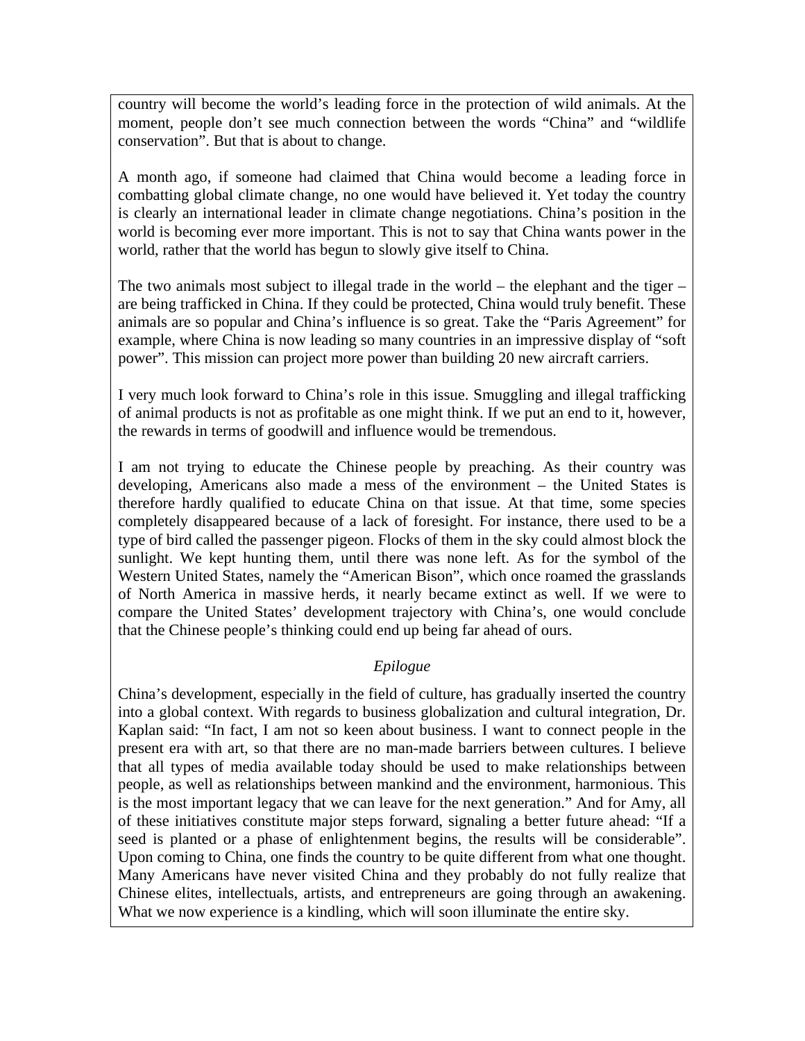country will become the world's leading force in the protection of wild animals. At the moment, people don't see much connection between the words "China" and "wildlife conservation". But that is about to change.

A month ago, if someone had claimed that China would become a leading force in combatting global climate change, no one would have believed it. Yet today the country is clearly an international leader in climate change negotiations. China's position in the world is becoming ever more important. This is not to say that China wants power in the world, rather that the world has begun to slowly give itself to China.

The two animals most subject to illegal trade in the world – the elephant and the tiger – are being trafficked in China. If they could be protected, China would truly benefit. These animals are so popular and China's influence is so great. Take the "Paris Agreement" for example, where China is now leading so many countries in an impressive display of "soft power". This mission can project more power than building 20 new aircraft carriers.

I very much look forward to China's role in this issue. Smuggling and illegal trafficking of animal products is not as profitable as one might think. If we put an end to it, however, the rewards in terms of goodwill and influence would be tremendous.

I am not trying to educate the Chinese people by preaching. As their country was developing, Americans also made a mess of the environment – the United States is therefore hardly qualified to educate China on that issue. At that time, some species completely disappeared because of a lack of foresight. For instance, there used to be a type of bird called the passenger pigeon. Flocks of them in the sky could almost block the sunlight. We kept hunting them, until there was none left. As for the symbol of the Western United States, namely the "American Bison", which once roamed the grasslands of North America in massive herds, it nearly became extinct as well. If we were to compare the United States' development trajectory with China's, one would conclude that the Chinese people's thinking could end up being far ahead of ours.

*Epilogue*

China's development, especially in the field of culture, has gradually inserted the country into a global context. With regards to business globalization and cultural integration, Dr. Kaplan said: "In fact, I am not so keen about business. I want to connect people in the present era with art, so that there are no man-made barriers between cultures. I believe that all types of media available today should be used to make relationships between people, as well as relationships between mankind and the environment, harmonious. This is the most important legacy that we can leave for the next generation." And for Amy, all of these initiatives constitute major steps forward, signaling a better future ahead: "If a seed is planted or a phase of enlightenment begins, the results will be considerable". Upon coming to China, one finds the country to be quite different from what one thought. Many Americans have never visited China and they probably do not fully realize that Chinese elites, intellectuals, artists, and entrepreneurs are going through an awakening. What we now experience is a kindling, which will soon illuminate the entire sky.